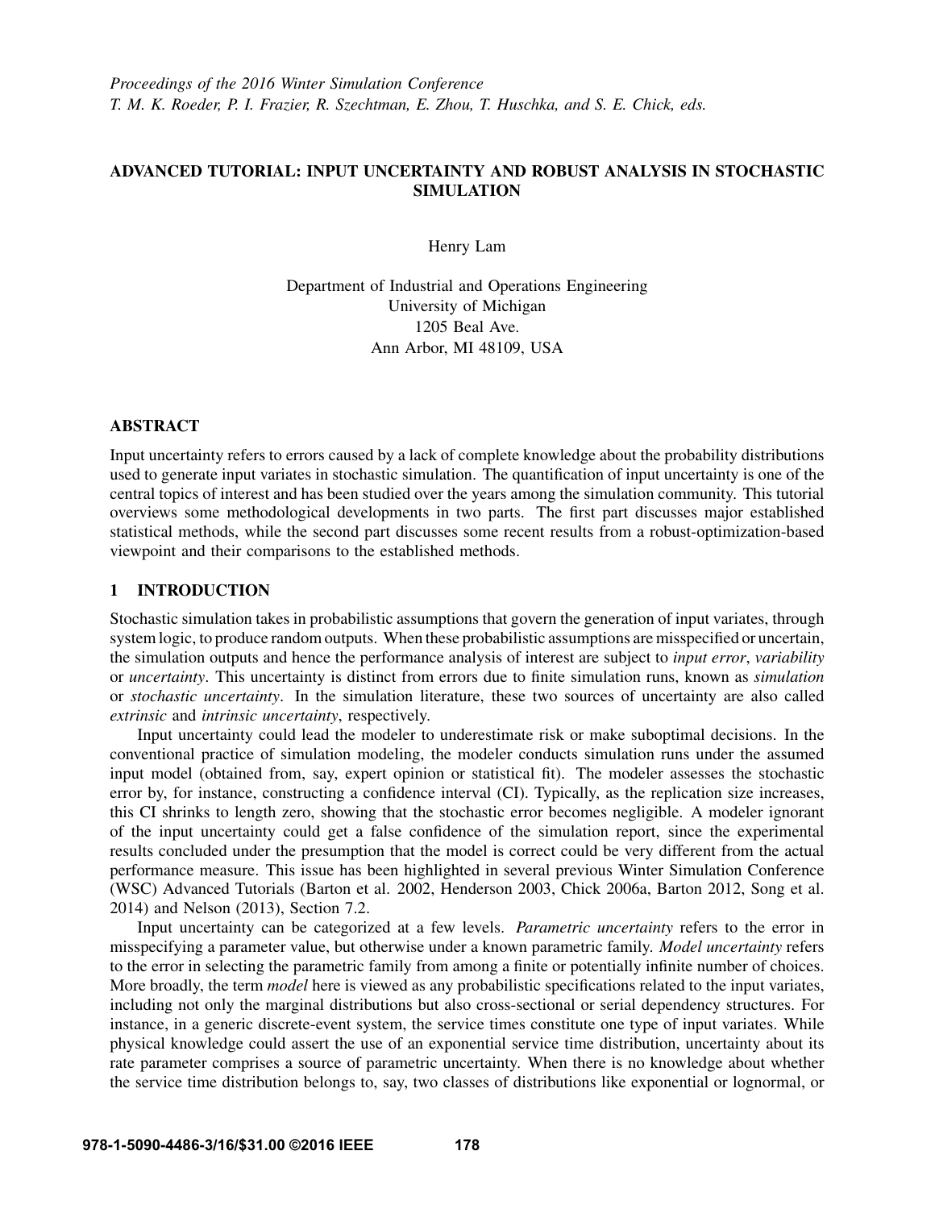*Proceedings of the 2016 Winter Simulation Conference*
*T. M. K. Roeder, P. I. Frazier, R. Szechtman, E. Zhou, T. Huschka, and S. E. Chick, eds.*

# ADVANCED TUTORIAL: INPUT UNCERTAINTY AND ROBUST ANALYSIS IN STOCHASTIC SIMULATION

Henry Lam

Department of Industrial and Operations Engineering
University of Michigan
1205 Beal Ave.
Ann Arbor, MI 48109, USA

## ABSTRACT

Input uncertainty refers to errors caused by a lack of complete knowledge about the probability distributions used to generate input variates in stochastic simulation. The quantification of input uncertainty is one of the central topics of interest and has been studied over the years among the simulation community. This tutorial overviews some methodological developments in two parts. The first part discusses major established statistical methods, while the second part discusses some recent results from a robust-optimization-based viewpoint and their comparisons to the established methods.

## 1 INTRODUCTION

Stochastic simulation takes in probabilistic assumptions that govern the generation of input variates, through system logic, to produce random outputs. When these probabilistic assumptions are misspecified or uncertain, the simulation outputs and hence the performance analysis of interest are subject to *input error*, *variability* or *uncertainty*. This uncertainty is distinct from errors due to finite simulation runs, known as *simulation* or *stochastic uncertainty*. In the simulation literature, these two sources of uncertainty are also called *extrinsic* and *intrinsic uncertainty*, respectively.

Input uncertainty could lead the modeler to underestimate risk or make suboptimal decisions. In the conventional practice of simulation modeling, the modeler conducts simulation runs under the assumed input model (obtained from, say, expert opinion or statistical fit). The modeler assesses the stochastic error by, for instance, constructing a confidence interval (CI). Typically, as the replication size increases, this CI shrinks to length zero, showing that the stochastic error becomes negligible. A modeler ignorant of the input uncertainty could get a false confidence of the simulation report, since the experimental results concluded under the presumption that the model is correct could be very different from the actual performance measure. This issue has been highlighted in several previous Winter Simulation Conference (WSC) Advanced Tutorials (Barton et al. 2002, Henderson 2003, Chick 2006a, Barton 2012, Song et al. 2014) and Nelson (2013), Section 7.2.

Input uncertainty can be categorized at a few levels. *Parametric uncertainty* refers to the error in misspecifying a parameter value, but otherwise under a known parametric family. *Model uncertainty* refers to the error in selecting the parametric family from among a finite or potentially infinite number of choices. More broadly, the term *model* here is viewed as any probabilistic specifications related to the input variates, including not only the marginal distributions but also cross-sectional or serial dependency structures. For instance, in a generic discrete-event system, the service times constitute one type of input variates. While physical knowledge could assert the use of an exponential service time distribution, uncertainty about its rate parameter comprises a source of parametric uncertainty. When there is no knowledge about whether the service time distribution belongs to, say, two classes of distributions like exponential or lognormal, or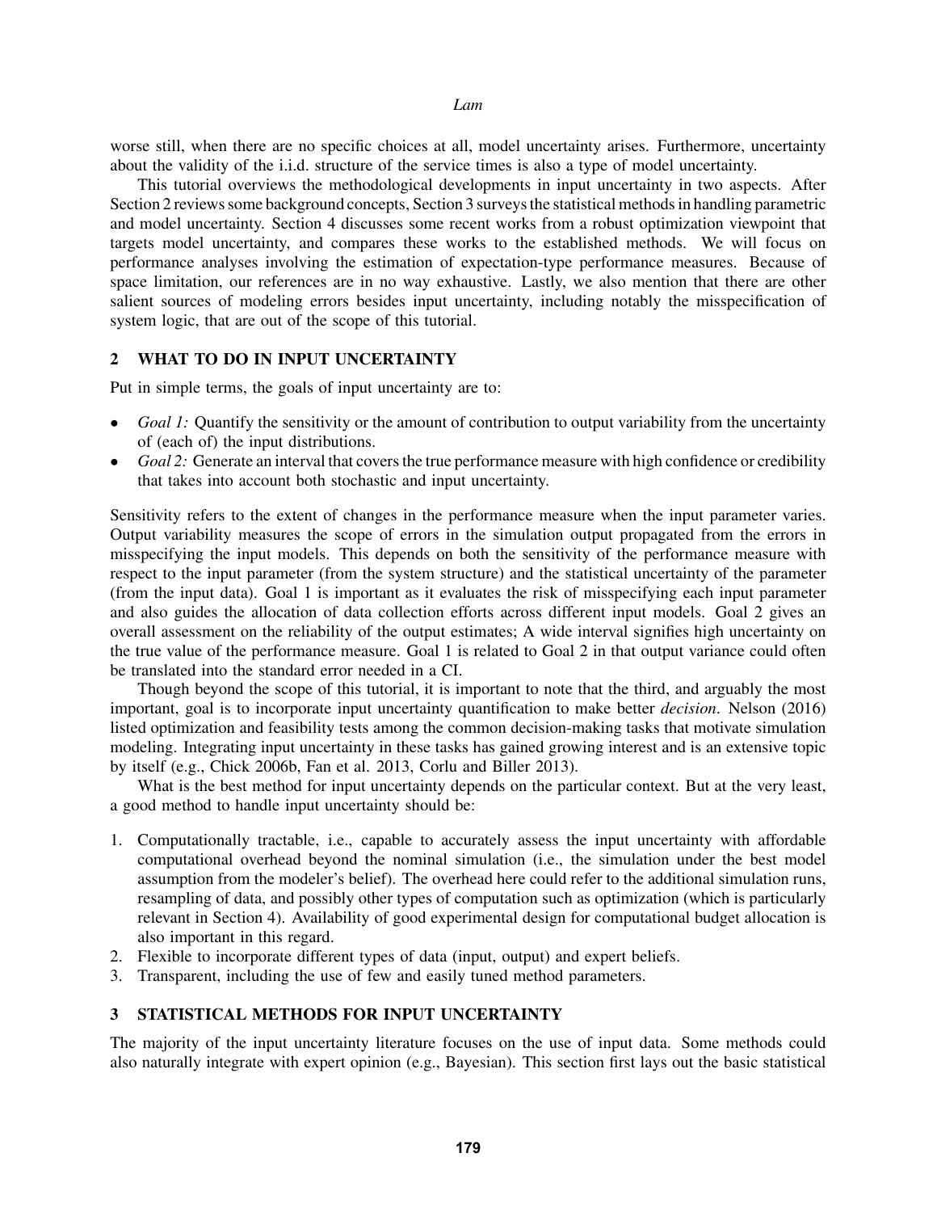worse still, when there are no specific choices at all, model uncertainty arises. Furthermore, uncertainty about the validity of the i.i.d. structure of the service times is also a type of model uncertainty.

This tutorial overviews the methodological developments in input uncertainty in two aspects. After Section 2 reviews some background concepts, Section 3 surveys the statistical methods in handling parametric and model uncertainty. Section 4 discusses some recent works from a robust optimization viewpoint that targets model uncertainty, and compares these works to the established methods. We will focus on performance analyses involving the estimation of expectation-type performance measures. Because of space limitation, our references are in no way exhaustive. Lastly, we also mention that there are other salient sources of modeling errors besides input uncertainty, including notably the misspecification of system logic, that are out of the scope of this tutorial.

## 2 WHAT TO DO IN INPUT UNCERTAINTY

Put in simple terms, the goals of input uncertainty are to:

- *Goal 1:* Quantify the sensitivity or the amount of contribution to output variability from the uncertainty of (each of) the input distributions.
- *Goal 2:* Generate an interval that covers the true performance measure with high confidence or credibility that takes into account both stochastic and input uncertainty.

Sensitivity refers to the extent of changes in the performance measure when the input parameter varies. Output variability measures the scope of errors in the simulation output propagated from the errors in misspecifying the input models. This depends on both the sensitivity of the performance measure with respect to the input parameter (from the system structure) and the statistical uncertainty of the parameter (from the input data). Goal 1 is important as it evaluates the risk of misspecifying each input parameter and also guides the allocation of data collection efforts across different input models. Goal 2 gives an overall assessment on the reliability of the output estimates; A wide interval signifies high uncertainty on the true value of the performance measure. Goal 1 is related to Goal 2 in that output variance could often be translated into the standard error needed in a CI.

Though beyond the scope of this tutorial, it is important to note that the third, and arguably the most important, goal is to incorporate input uncertainty quantification to make better *decision*. Nelson (2016) listed optimization and feasibility tests among the common decision-making tasks that motivate simulation modeling. Integrating input uncertainty in these tasks has gained growing interest and is an extensive topic by itself (e.g., Chick 2006b, Fan et al. 2013, Corlu and Biller 2013).

What is the best method for input uncertainty depends on the particular context. But at the very least, a good method to handle input uncertainty should be:

1. Computationally tractable, i.e., capable to accurately assess the input uncertainty with affordable computational overhead beyond the nominal simulation (i.e., the simulation under the best model assumption from the modeler's belief). The overhead here could refer to the additional simulation runs, resampling of data, and possibly other types of computation such as optimization (which is particularly relevant in Section 4). Availability of good experimental design for computational budget allocation is also important in this regard.
2. Flexible to incorporate different types of data (input, output) and expert beliefs.
3. Transparent, including the use of few and easily tuned method parameters.

## 3 STATISTICAL METHODS FOR INPUT UNCERTAINTY

The majority of the input uncertainty literature focuses on the use of input data. Some methods could also naturally integrate with expert opinion (e.g., Bayesian). This section first lays out the basic statistical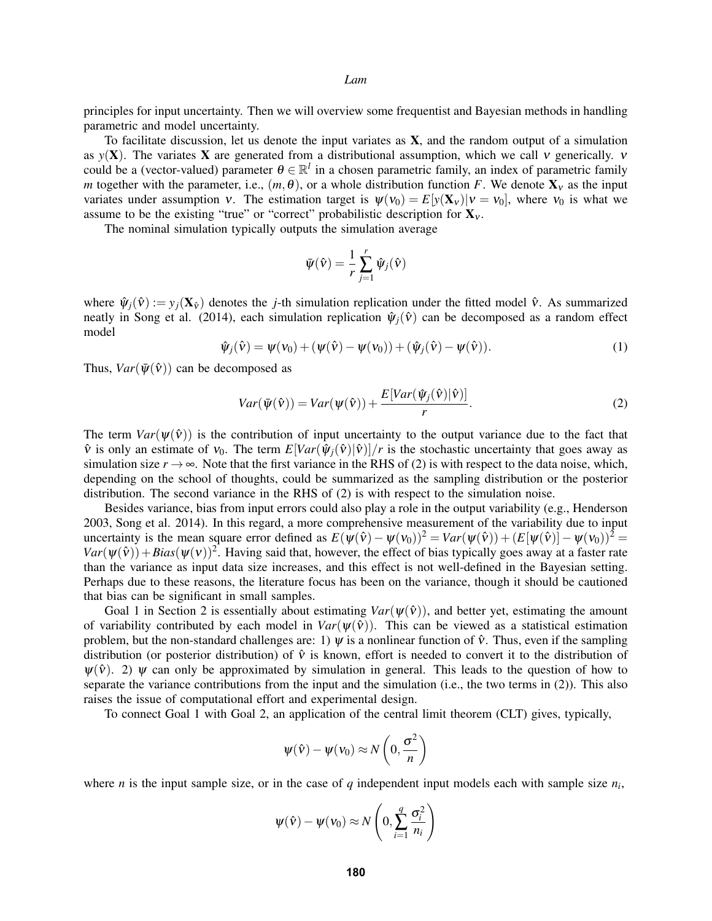principles for input uncertainty. Then we will overview some frequentist and Bayesian methods in handling parametric and model uncertainty.

To facilitate discussion, let us denote the input variates as $\mathbf{X}$, and the random output of a simulation as $y(\mathbf{X})$. The variates $\mathbf{X}$ are generated from a distributional assumption, which we call $v$ generically. $v$ could be a (vector-valued) parameter $\theta \in \mathbb{R}^l$ in a chosen parametric family, an index of parametric family $m$ together with the parameter, i.e., $(m, \theta)$, or a whole distribution function $F$. We denote $\mathbf{X}_v$ as the input variates under assumption $v$. The estimation target is $\psi(v_0) = E[y(\mathbf{X}_v)|v = v_0]$, where $v_0$ is what we assume to be the existing "true" or "correct" probabilistic description for $\mathbf{X}_v$.

The nominal simulation typically outputs the simulation average

$$\bar{\psi}(\hat{v}) = \frac{1}{r}\sum_{j=1}^{r} \hat{\psi}_j(\hat{v})$$

where $\hat{\psi}_j(\hat{v}) := y_j(\mathbf{X}_{\hat{v}})$ denotes the $j$-th simulation replication under the fitted model $\hat{v}$. As summarized neatly in Song et al. (2014), each simulation replication $\hat{\psi}_j(\hat{v})$ can be decomposed as a random effect model

$$\hat{\psi}_j(\hat{v}) = \psi(v_0) + (\psi(\hat{v}) - \psi(v_0)) + (\hat{\psi}_j(\hat{v}) - \psi(\hat{v})). \tag{1}$$

Thus, $Var(\bar{\psi}(\hat{v}))$ can be decomposed as

$$Var(\bar{\psi}(\hat{v})) = Var(\psi(\hat{v})) + \frac{E[Var(\hat{\psi}_j(\hat{v})|\hat{v})]}{r}. \tag{2}$$

The term $Var(\psi(\hat{v}))$ is the contribution of input uncertainty to the output variance due to the fact that $\hat{v}$ is only an estimate of $v_0$. The term $E[Var(\hat{\psi}_j(\hat{v})|\hat{v})]/r$ is the stochastic uncertainty that goes away as simulation size $r \to \infty$. Note that the first variance in the RHS of (2) is with respect to the data noise, which, depending on the school of thoughts, could be summarized as the sampling distribution or the posterior distribution. The second variance in the RHS of (2) is with respect to the simulation noise.

Besides variance, bias from input errors could also play a role in the output variability (e.g., Henderson 2003, Song et al. 2014). In this regard, a more comprehensive measurement of the variability due to input uncertainty is the mean square error defined as $E(\psi(\hat{v}) - \psi(v_0))^2 = Var(\psi(\hat{v})) + (E[\psi(\hat{v})] - \psi(v_0))^2 = Var(\psi(\hat{v})) + Bias(\psi(v))^2$. Having said that, however, the effect of bias typically goes away at a faster rate than the variance as input data size increases, and this effect is not well-defined in the Bayesian setting. Perhaps due to these reasons, the literature focus has been on the variance, though it should be cautioned that bias can be significant in small samples.

Goal 1 in Section 2 is essentially about estimating $Var(\psi(\hat{v}))$, and better yet, estimating the amount of variability contributed by each model in $Var(\psi(\hat{v}))$. This can be viewed as a statistical estimation problem, but the non-standard challenges are: 1) $\psi$ is a nonlinear function of $\hat{v}$. Thus, even if the sampling distribution (or posterior distribution) of $\hat{v}$ is known, effort is needed to convert it to the distribution of $\psi(\hat{v})$. 2) $\psi$ can only be approximated by simulation in general. This leads to the question of how to separate the variance contributions from the input and the simulation (i.e., the two terms in (2)). This also raises the issue of computational effort and experimental design.

To connect Goal 1 with Goal 2, an application of the central limit theorem (CLT) gives, typically,

$$\psi(\hat{v}) - \psi(v_0) \approx N\left(0, \frac{\sigma^2}{n}\right)$$

where $n$ is the input sample size, or in the case of $q$ independent input models each with sample size $n_i$,

$$\psi(\hat{v}) - \psi(v_0) \approx N\left(0, \sum_{i=1}^{q} \frac{\sigma_i^2}{n_i}\right)$$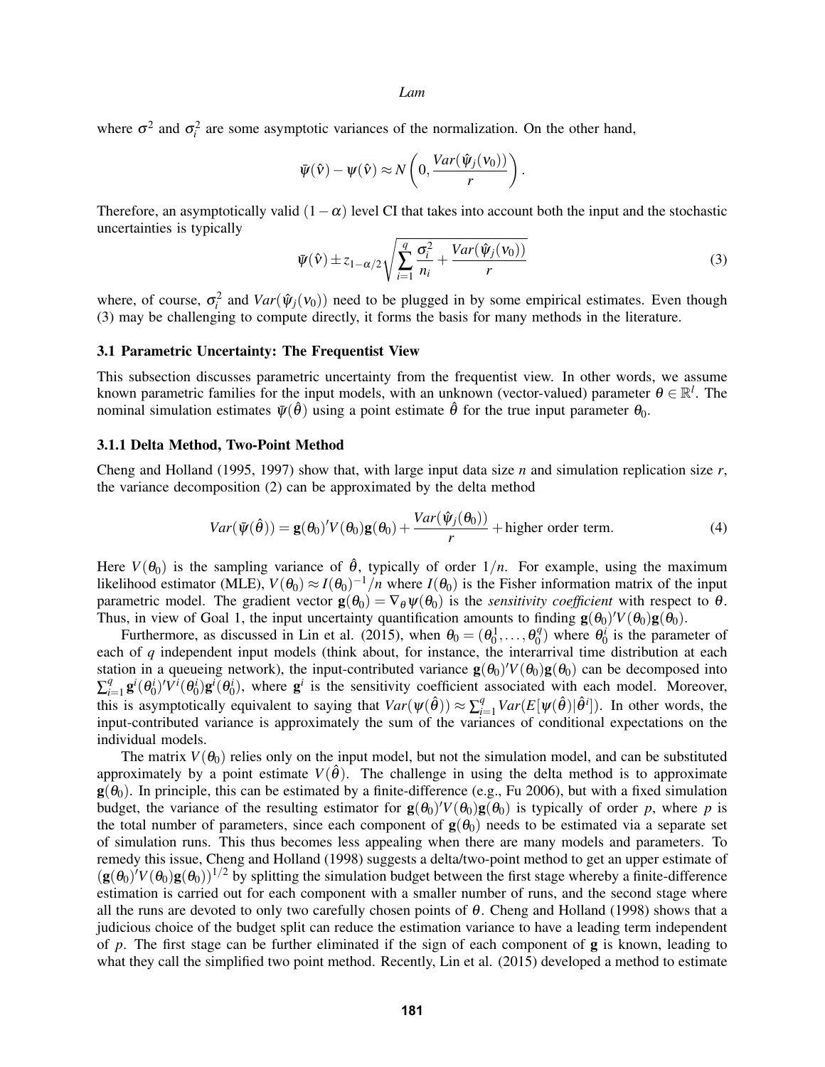where $\sigma^2$ and $\sigma_i^2$ are some asymptotic variances of the normalization. On the other hand,

$$\bar{\psi}(\hat{\nu}) - \psi(\hat{\nu}) \approx N\left(0, \frac{Var(\hat{\psi}_j(\nu_0))}{r}\right).$$

Therefore, an asymptotically valid $(1-\alpha)$ level CI that takes into account both the input and the stochastic uncertainties is typically

$$\bar{\psi}(\hat{\nu}) \pm z_{1-\alpha/2}\sqrt{\sum_{i=1}^{q}\frac{\sigma_i^2}{n_i} + \frac{Var(\hat{\psi}_j(\nu_0))}{r}} \tag{3}$$

where, of course, $\sigma_i^2$ and $Var(\hat{\psi}_j(\nu_0))$ need to be plugged in by some empirical estimates. Even though (3) may be challenging to compute directly, it forms the basis for many methods in the literature.

### 3.1 Parametric Uncertainty: The Frequentist View

This subsection discusses parametric uncertainty from the frequentist view. In other words, we assume known parametric families for the input models, with an unknown (vector-valued) parameter $\theta \in \mathbb{R}^l$. The nominal simulation estimates $\bar{\psi}(\hat{\theta})$ using a point estimate $\hat{\theta}$ for the true input parameter $\theta_0$.

#### 3.1.1 Delta Method, Two-Point Method

Cheng and Holland (1995, 1997) show that, with large input data size $n$ and simulation replication size $r$, the variance decomposition (2) can be approximated by the delta method

$$Var(\bar{\psi}(\hat{\theta})) = \mathbf{g}(\theta_0)'V(\theta_0)\mathbf{g}(\theta_0) + \frac{Var(\hat{\psi}_j(\theta_0))}{r} + \text{higher order term.} \tag{4}$$

Here $V(\theta_0)$ is the sampling variance of $\hat{\theta}$, typically of order $1/n$. For example, using the maximum likelihood estimator (MLE), $V(\theta_0) \approx I(\theta_0)^{-1}/n$ where $I(\theta_0)$ is the Fisher information matrix of the input parametric model. The gradient vector $\mathbf{g}(\theta_0) = \nabla_\theta \psi(\theta_0)$ is the *sensitivity coefficient* with respect to $\theta$. Thus, in view of Goal 1, the input uncertainty quantification amounts to finding $\mathbf{g}(\theta_0)'V(\theta_0)\mathbf{g}(\theta_0)$.

Furthermore, as discussed in Lin et al. (2015), when $\theta_0 = (\theta_0^1, \ldots, \theta_0^q)$ where $\theta_0^i$ is the parameter of each of $q$ independent input models (think about, for instance, the interarrival time distribution at each station in a queueing network), the input-contributed variance $\mathbf{g}(\theta_0)'V(\theta_0)\mathbf{g}(\theta_0)$ can be decomposed into $\sum_{i=1}^{q}\mathbf{g}^i(\theta_0^i)'V^i(\theta_0^i)\mathbf{g}^i(\theta_0^i)$, where $\mathbf{g}^i$ is the sensitivity coefficient associated with each model. Moreover, this is asymptotically equivalent to saying that $Var(\psi(\hat{\theta})) \approx \sum_{i=1}^{q} Var(E[\psi(\hat{\theta})|\hat{\theta}^i])$. In other words, the input-contributed variance is approximately the sum of the variances of conditional expectations on the individual models.

The matrix $V(\theta_0)$ relies only on the input model, but not the simulation model, and can be substituted approximately by a point estimate $V(\hat{\theta})$. The challenge in using the delta method is to approximate $\mathbf{g}(\theta_0)$. In principle, this can be estimated by a finite-difference (e.g., Fu 2006), but with a fixed simulation budget, the variance of the resulting estimator for $\mathbf{g}(\theta_0)'V(\theta_0)\mathbf{g}(\theta_0)$ is typically of order $p$, where $p$ is the total number of parameters, since each component of $\mathbf{g}(\theta_0)$ needs to be estimated via a separate set of simulation runs. This thus becomes less appealing when there are many models and parameters. To remedy this issue, Cheng and Holland (1998) suggests a delta/two-point method to get an upper estimate of $(\mathbf{g}(\theta_0)'V(\theta_0)\mathbf{g}(\theta_0))^{1/2}$ by splitting the simulation budget between the first stage whereby a finite-difference estimation is carried out for each component with a smaller number of runs, and the second stage where all the runs are devoted to only two carefully chosen points of $\theta$. Cheng and Holland (1998) shows that a judicious choice of the budget split can reduce the estimation variance to have a leading term independent of $p$. The first stage can be further eliminated if the sign of each component of $\mathbf{g}$ is known, leading to what they call the simplified two point method. Recently, Lin et al. (2015) developed a method to estimate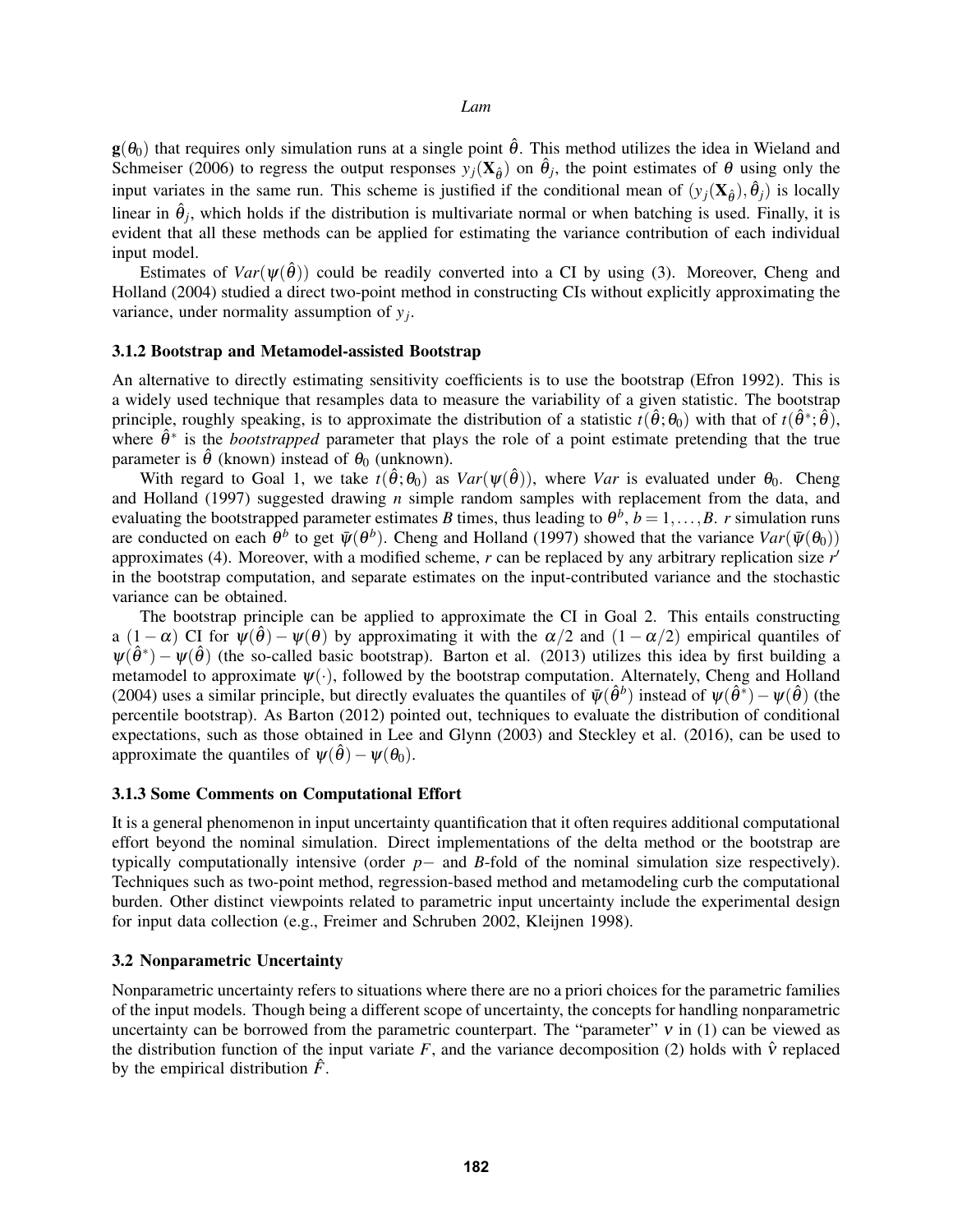$\mathbf{g}(\theta_0)$ that requires only simulation runs at a single point $\hat{\theta}$. This method utilizes the idea in Wieland and Schmeiser (2006) to regress the output responses $y_j(\mathbf{X}_{\hat{\theta}})$ on $\hat{\theta}_j$, the point estimates of $\theta$ using only the input variates in the same run. This scheme is justified if the conditional mean of $(y_j(\mathbf{X}_{\hat{\theta}}), \hat{\theta}_j)$ is locally linear in $\hat{\theta}_j$, which holds if the distribution is multivariate normal or when batching is used. Finally, it is evident that all these methods can be applied for estimating the variance contribution of each individual input model.

Estimates of $Var(\psi(\hat{\theta}))$ could be readily converted into a CI by using (3). Moreover, Cheng and Holland (2004) studied a direct two-point method in constructing CIs without explicitly approximating the variance, under normality assumption of $y_j$.

### 3.1.2 Bootstrap and Metamodel-assisted Bootstrap

An alternative to directly estimating sensitivity coefficients is to use the bootstrap (Efron 1992). This is a widely used technique that resamples data to measure the variability of a given statistic. The bootstrap principle, roughly speaking, is to approximate the distribution of a statistic $t(\hat{\theta};\theta_0)$ with that of $t(\hat{\theta}^*;\hat{\theta})$, where $\hat{\theta}^*$ is the *bootstrapped* parameter that plays the role of a point estimate pretending that the true parameter is $\hat{\theta}$ (known) instead of $\theta_0$ (unknown).

With regard to Goal 1, we take $t(\hat{\theta};\theta_0)$ as $Var(\psi(\hat{\theta}))$, where $Var$ is evaluated under $\theta_0$. Cheng and Holland (1997) suggested drawing $n$ simple random samples with replacement from the data, and evaluating the bootstrapped parameter estimates $B$ times, thus leading to $\theta^b$, $b = 1,\ldots,B$. $r$ simulation runs are conducted on each $\theta^b$ to get $\bar{\psi}(\theta^b)$. Cheng and Holland (1997) showed that the variance $Var(\bar{\psi}(\theta_0))$ approximates (4). Moreover, with a modified scheme, $r$ can be replaced by any arbitrary replication size $r'$ in the bootstrap computation, and separate estimates on the input-contributed variance and the stochastic variance can be obtained.

The bootstrap principle can be applied to approximate the CI in Goal 2. This entails constructing a $(1-\alpha)$ CI for $\psi(\hat{\theta}) - \psi(\theta)$ by approximating it with the $\alpha/2$ and $(1-\alpha/2)$ empirical quantiles of $\psi(\hat{\theta}^*) - \psi(\hat{\theta})$ (the so-called basic bootstrap). Barton et al. (2013) utilizes this idea by first building a metamodel to approximate $\psi(\cdot)$, followed by the bootstrap computation. Alternately, Cheng and Holland (2004) uses a similar principle, but directly evaluates the quantiles of $\bar{\psi}(\hat{\theta}^b)$ instead of $\psi(\hat{\theta}^*) - \psi(\hat{\theta})$ (the percentile bootstrap). As Barton (2012) pointed out, techniques to evaluate the distribution of conditional expectations, such as those obtained in Lee and Glynn (2003) and Steckley et al. (2016), can be used to approximate the quantiles of $\psi(\hat{\theta}) - \psi(\theta_0)$.

### 3.1.3 Some Comments on Computational Effort

It is a general phenomenon in input uncertainty quantification that it often requires additional computational effort beyond the nominal simulation. Direct implementations of the delta method or the bootstrap are typically computationally intensive (order $p-$ and $B$-fold of the nominal simulation size respectively). Techniques such as two-point method, regression-based method and metamodeling curb the computational burden. Other distinct viewpoints related to parametric input uncertainty include the experimental design for input data collection (e.g., Freimer and Schruben 2002, Kleijnen 1998).

## 3.2 Nonparametric Uncertainty

Nonparametric uncertainty refers to situations where there are no a priori choices for the parametric families of the input models. Though being a different scope of uncertainty, the concepts for handling nonparametric uncertainty can be borrowed from the parametric counterpart. The "parameter" $\nu$ in (1) can be viewed as the distribution function of the input variate $F$, and the variance decomposition (2) holds with $\hat{\nu}$ replaced by the empirical distribution $\hat{F}$.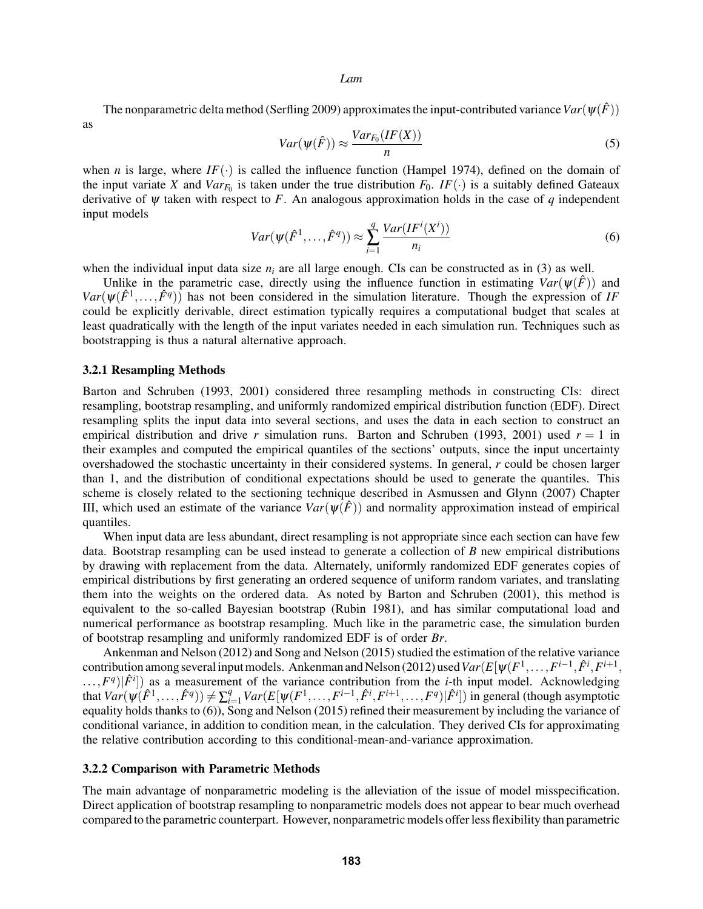The nonparametric delta method (Serfling 2009) approximates the input-contributed variance $Var(\psi(\hat{F}))$ as

$$Var(\psi(\hat{F})) \approx \frac{Var_{F_0}(IF(X))}{n} \tag{5}$$

when $n$ is large, where $IF(\cdot)$ is called the influence function (Hampel 1974), defined on the domain of the input variate $X$ and $Var_{F_0}$ is taken under the true distribution $F_0$. $IF(\cdot)$ is a suitably defined Gateaux derivative of $\psi$ taken with respect to $F$. An analogous approximation holds in the case of $q$ independent input models

$$Var(\psi(\hat{F}^1,\ldots,\hat{F}^q)) \approx \sum_{i=1}^{q} \frac{Var(IF^i(X^i))}{n_i} \tag{6}$$

when the individual input data size $n_i$ are all large enough. CIs can be constructed as in (3) as well.

Unlike in the parametric case, directly using the influence function in estimating $Var(\psi(\hat{F}))$ and $Var(\psi(\hat{F}^1,\ldots,\hat{F}^q))$ has not been considered in the simulation literature. Though the expression of $IF$ could be explicitly derivable, direct estimation typically requires a computational budget that scales at least quadratically with the length of the input variates needed in each simulation run. Techniques such as bootstrapping is thus a natural alternative approach.

### 3.2.1 Resampling Methods

Barton and Schruben (1993, 2001) considered three resampling methods in constructing CIs: direct resampling, bootstrap resampling, and uniformly randomized empirical distribution function (EDF). Direct resampling splits the input data into several sections, and uses the data in each section to construct an empirical distribution and drive $r$ simulation runs. Barton and Schruben (1993, 2001) used $r = 1$ in their examples and computed the empirical quantiles of the sections' outputs, since the input uncertainty overshadowed the stochastic uncertainty in their considered systems. In general, $r$ could be chosen larger than 1, and the distribution of conditional expectations should be used to generate the quantiles. This scheme is closely related to the sectioning technique described in Asmussen and Glynn (2007) Chapter III, which used an estimate of the variance $Var(\psi(\hat{F}))$ and normality approximation instead of empirical quantiles.

When input data are less abundant, direct resampling is not appropriate since each section can have few data. Bootstrap resampling can be used instead to generate a collection of $B$ new empirical distributions by drawing with replacement from the data. Alternately, uniformly randomized EDF generates copies of empirical distributions by first generating an ordered sequence of uniform random variates, and translating them into the weights on the ordered data. As noted by Barton and Schruben (2001), this method is equivalent to the so-called Bayesian bootstrap (Rubin 1981), and has similar computational load and numerical performance as bootstrap resampling. Much like in the parametric case, the simulation burden of bootstrap resampling and uniformly randomized EDF is of order $Br$.

Ankenman and Nelson (2012) and Song and Nelson (2015) studied the estimation of the relative variance contribution among several input models. Ankenman and Nelson (2012) used $Var(E[\psi(F^1,\ldots,F^{i-1},\hat{F}^i,F^{i+1},\ldots,F^q)|\hat{F}^i])$ as a measurement of the variance contribution from the $i$-th input model. Acknowledging that $Var(\psi(\hat{F}^1,\ldots,\hat{F}^q)) \neq \sum_{i=1}^{q} Var(E[\psi(F^1,\ldots,F^{i-1},\hat{F}^i,F^{i+1},\ldots,F^q)|\hat{F}^i])$ in general (though asymptotic equality holds thanks to (6)), Song and Nelson (2015) refined their measurement by including the variance of conditional variance, in addition to condition mean, in the calculation. They derived CIs for approximating the relative contribution according to this conditional-mean-and-variance approximation.

### 3.2.2 Comparison with Parametric Methods

The main advantage of nonparametric modeling is the alleviation of the issue of model misspecification. Direct application of bootstrap resampling to nonparametric models does not appear to bear much overhead compared to the parametric counterpart. However, nonparametric models offer less flexibility than parametric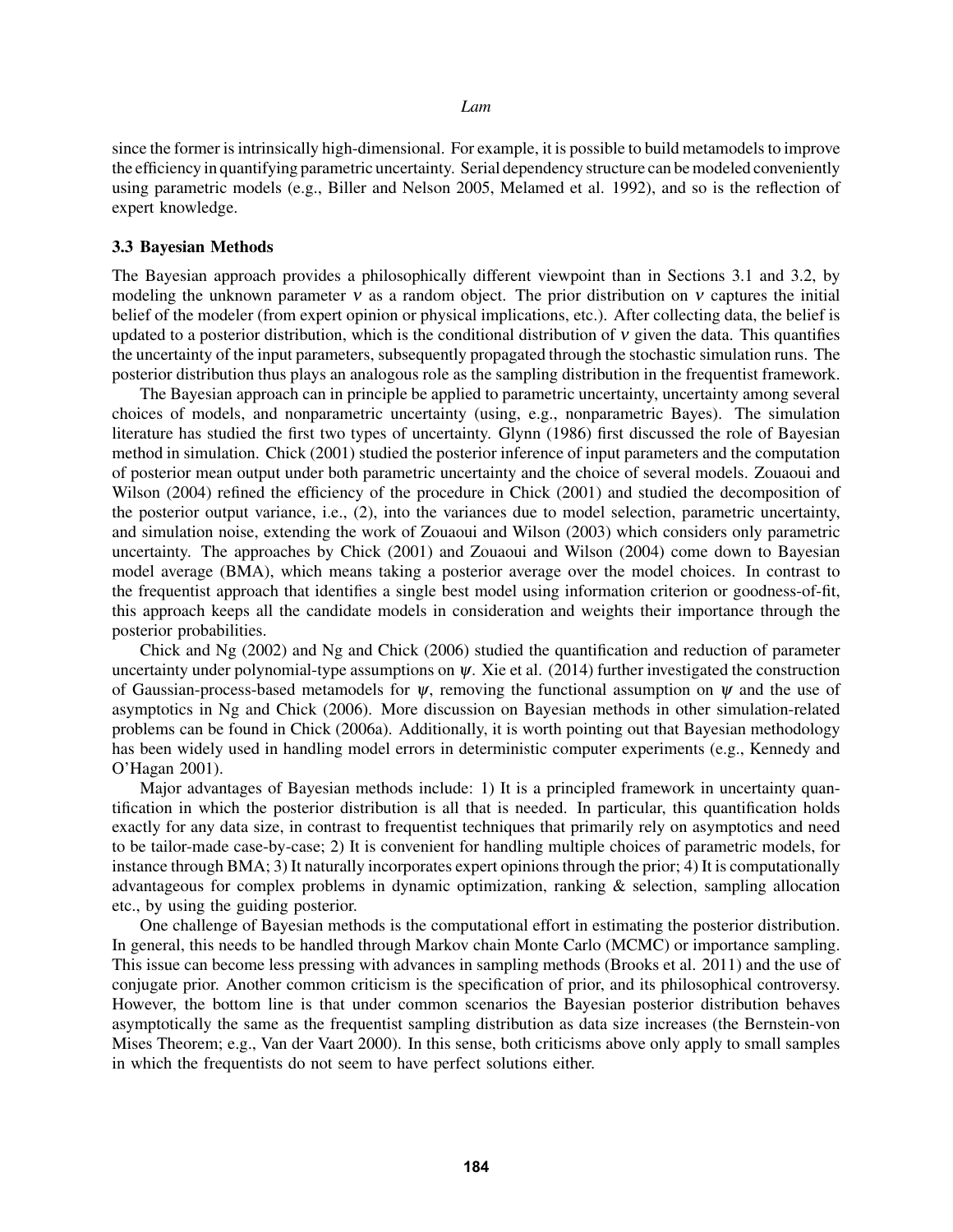since the former is intrinsically high-dimensional. For example, it is possible to build metamodels to improve the efficiency in quantifying parametric uncertainty. Serial dependency structure can be modeled conveniently using parametric models (e.g., Biller and Nelson 2005, Melamed et al. 1992), and so is the reflection of expert knowledge.

### 3.3 Bayesian Methods

The Bayesian approach provides a philosophically different viewpoint than in Sections 3.1 and 3.2, by modeling the unknown parameter $v$ as a random object. The prior distribution on $v$ captures the initial belief of the modeler (from expert opinion or physical implications, etc.). After collecting data, the belief is updated to a posterior distribution, which is the conditional distribution of $v$ given the data. This quantifies the uncertainty of the input parameters, subsequently propagated through the stochastic simulation runs. The posterior distribution thus plays an analogous role as the sampling distribution in the frequentist framework.

The Bayesian approach can in principle be applied to parametric uncertainty, uncertainty among several choices of models, and nonparametric uncertainty (using, e.g., nonparametric Bayes). The simulation literature has studied the first two types of uncertainty. Glynn (1986) first discussed the role of Bayesian method in simulation. Chick (2001) studied the posterior inference of input parameters and the computation of posterior mean output under both parametric uncertainty and the choice of several models. Zouaoui and Wilson (2004) refined the efficiency of the procedure in Chick (2001) and studied the decomposition of the posterior output variance, i.e., (2), into the variances due to model selection, parametric uncertainty, and simulation noise, extending the work of Zouaoui and Wilson (2003) which considers only parametric uncertainty. The approaches by Chick (2001) and Zouaoui and Wilson (2004) come down to Bayesian model average (BMA), which means taking a posterior average over the model choices. In contrast to the frequentist approach that identifies a single best model using information criterion or goodness-of-fit, this approach keeps all the candidate models in consideration and weights their importance through the posterior probabilities.

Chick and Ng (2002) and Ng and Chick (2006) studied the quantification and reduction of parameter uncertainty under polynomial-type assumptions on $\psi$. Xie et al. (2014) further investigated the construction of Gaussian-process-based metamodels for $\psi$, removing the functional assumption on $\psi$ and the use of asymptotics in Ng and Chick (2006). More discussion on Bayesian methods in other simulation-related problems can be found in Chick (2006a). Additionally, it is worth pointing out that Bayesian methodology has been widely used in handling model errors in deterministic computer experiments (e.g., Kennedy and O'Hagan 2001).

Major advantages of Bayesian methods include: 1) It is a principled framework in uncertainty quantification in which the posterior distribution is all that is needed. In particular, this quantification holds exactly for any data size, in contrast to frequentist techniques that primarily rely on asymptotics and need to be tailor-made case-by-case; 2) It is convenient for handling multiple choices of parametric models, for instance through BMA; 3) It naturally incorporates expert opinions through the prior; 4) It is computationally advantageous for complex problems in dynamic optimization, ranking & selection, sampling allocation etc., by using the guiding posterior.

One challenge of Bayesian methods is the computational effort in estimating the posterior distribution. In general, this needs to be handled through Markov chain Monte Carlo (MCMC) or importance sampling. This issue can become less pressing with advances in sampling methods (Brooks et al. 2011) and the use of conjugate prior. Another common criticism is the specification of prior, and its philosophical controversy. However, the bottom line is that under common scenarios the Bayesian posterior distribution behaves asymptotically the same as the frequentist sampling distribution as data size increases (the Bernstein-von Mises Theorem; e.g., Van der Vaart 2000). In this sense, both criticisms above only apply to small samples in which the frequentists do not seem to have perfect solutions either.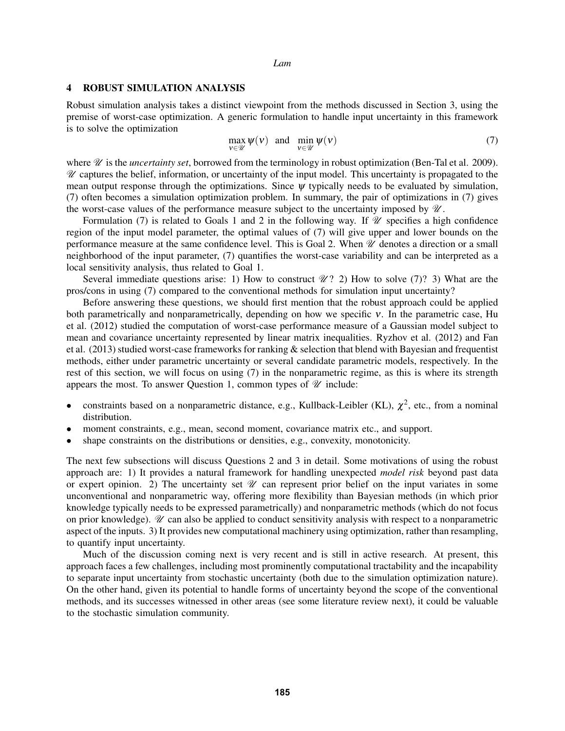## 4 ROBUST SIMULATION ANALYSIS

Robust simulation analysis takes a distinct viewpoint from the methods discussed in Section 3, using the premise of worst-case optimization. A generic formulation to handle input uncertainty in this framework is to solve the optimization

$$\max_{\nu \in \mathscr{U}} \psi(\nu) \quad \text{and} \quad \min_{\nu \in \mathscr{U}} \psi(\nu) \tag{7}$$

where $\mathscr{U}$ is the *uncertainty set*, borrowed from the terminology in robust optimization (Ben-Tal et al. 2009). $\mathscr{U}$ captures the belief, information, or uncertainty of the input model. This uncertainty is propagated to the mean output response through the optimizations. Since $\psi$ typically needs to be evaluated by simulation, (7) often becomes a simulation optimization problem. In summary, the pair of optimizations in (7) gives the worst-case values of the performance measure subject to the uncertainty imposed by $\mathscr{U}$.

Formulation (7) is related to Goals 1 and 2 in the following way. If $\mathscr{U}$ specifies a high confidence region of the input model parameter, the optimal values of (7) will give upper and lower bounds on the performance measure at the same confidence level. This is Goal 2. When $\mathscr{U}$ denotes a direction or a small neighborhood of the input parameter, (7) quantifies the worst-case variability and can be interpreted as a local sensitivity analysis, thus related to Goal 1.

Several immediate questions arise: 1) How to construct $\mathscr{U}$? 2) How to solve (7)? 3) What are the pros/cons in using (7) compared to the conventional methods for simulation input uncertainty?

Before answering these questions, we should first mention that the robust approach could be applied both parametrically and nonparametrically, depending on how we specific $\nu$. In the parametric case, Hu et al. (2012) studied the computation of worst-case performance measure of a Gaussian model subject to mean and covariance uncertainty represented by linear matrix inequalities. Ryzhov et al. (2012) and Fan et al. (2013) studied worst-case frameworks for ranking & selection that blend with Bayesian and frequentist methods, either under parametric uncertainty or several candidate parametric models, respectively. In the rest of this section, we will focus on using (7) in the nonparametric regime, as this is where its strength appears the most. To answer Question 1, common types of $\mathscr{U}$ include:

- constraints based on a nonparametric distance, e.g., Kullback-Leibler (KL), $\chi^2$, etc., from a nominal distribution.
- moment constraints, e.g., mean, second moment, covariance matrix etc., and support.
- shape constraints on the distributions or densities, e.g., convexity, monotonicity.

The next few subsections will discuss Questions 2 and 3 in detail. Some motivations of using the robust approach are: 1) It provides a natural framework for handling unexpected *model risk* beyond past data or expert opinion. 2) The uncertainty set $\mathscr{U}$ can represent prior belief on the input variates in some unconventional and nonparametric way, offering more flexibility than Bayesian methods (in which prior knowledge typically needs to be expressed parametrically) and nonparametric methods (which do not focus on prior knowledge). $\mathscr{U}$ can also be applied to conduct sensitivity analysis with respect to a nonparametric aspect of the inputs. 3) It provides new computational machinery using optimization, rather than resampling, to quantify input uncertainty.

Much of the discussion coming next is very recent and is still in active research. At present, this approach faces a few challenges, including most prominently computational tractability and the incapability to separate input uncertainty from stochastic uncertainty (both due to the simulation optimization nature). On the other hand, given its potential to handle forms of uncertainty beyond the scope of the conventional methods, and its successes witnessed in other areas (see some literature review next), it could be valuable to the stochastic simulation community.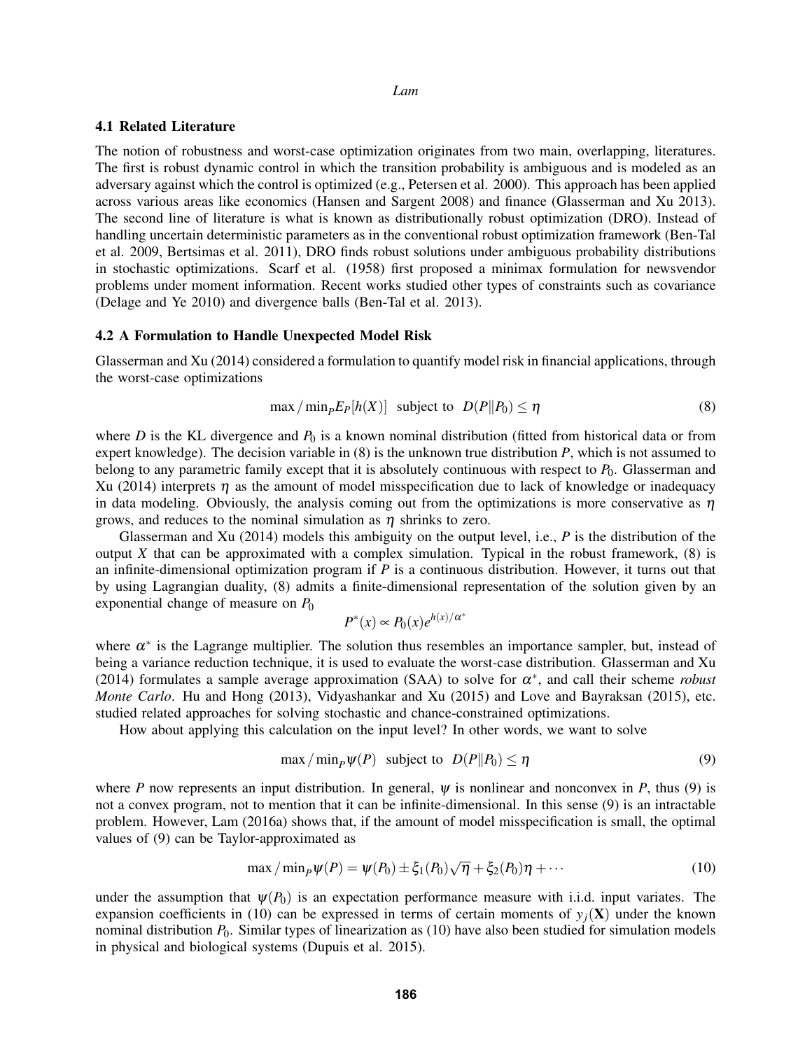### 4.1 Related Literature

The notion of robustness and worst-case optimization originates from two main, overlapping, literatures. The first is robust dynamic control in which the transition probability is ambiguous and is modeled as an adversary against which the control is optimized (e.g., Petersen et al. 2000). This approach has been applied across various areas like economics (Hansen and Sargent 2008) and finance (Glasserman and Xu 2013). The second line of literature is what is known as distributionally robust optimization (DRO). Instead of handling uncertain deterministic parameters as in the conventional robust optimization framework (Ben-Tal et al. 2009, Bertsimas et al. 2011), DRO finds robust solutions under ambiguous probability distributions in stochastic optimizations. Scarf et al. (1958) first proposed a minimax formulation for newsvendor problems under moment information. Recent works studied other types of constraints such as covariance (Delage and Ye 2010) and divergence balls (Ben-Tal et al. 2013).

### 4.2 A Formulation to Handle Unexpected Model Risk

Glasserman and Xu (2014) considered a formulation to quantify model risk in financial applications, through the worst-case optimizations

$$\max/\min_P E_P[h(X)] \;\text{ subject to }\; D(P\|P_0) \le \eta \tag{8}$$

where $D$ is the KL divergence and $P_0$ is a known nominal distribution (fitted from historical data or from expert knowledge). The decision variable in (8) is the unknown true distribution $P$, which is not assumed to belong to any parametric family except that it is absolutely continuous with respect to $P_0$. Glasserman and Xu (2014) interprets $\eta$ as the amount of model misspecification due to lack of knowledge or inadequacy in data modeling. Obviously, the analysis coming out from the optimizations is more conservative as $\eta$ grows, and reduces to the nominal simulation as $\eta$ shrinks to zero.

Glasserman and Xu (2014) models this ambiguity on the output level, i.e., $P$ is the distribution of the output $X$ that can be approximated with a complex simulation. Typical in the robust framework, (8) is an infinite-dimensional optimization program if $P$ is a continuous distribution. However, it turns out that by using Lagrangian duality, (8) admits a finite-dimensional representation of the solution given by an exponential change of measure on $P_0$

$$P^*(x) \propto P_0(x) e^{h(x)/\alpha^*}$$

where $\alpha^*$ is the Lagrange multiplier. The solution thus resembles an importance sampler, but, instead of being a variance reduction technique, it is used to evaluate the worst-case distribution. Glasserman and Xu (2014) formulates a sample average approximation (SAA) to solve for $\alpha^*$, and call their scheme *robust Monte Carlo*. Hu and Hong (2013), Vidyashankar and Xu (2015) and Love and Bayraksan (2015), etc. studied related approaches for solving stochastic and chance-constrained optimizations.

How about applying this calculation on the input level? In other words, we want to solve

$$\max/\min_P \psi(P) \;\text{ subject to }\; D(P\|P_0) \le \eta \tag{9}$$

where $P$ now represents an input distribution. In general, $\psi$ is nonlinear and nonconvex in $P$, thus (9) is not a convex program, not to mention that it can be infinite-dimensional. In this sense (9) is an intractable problem. However, Lam (2016a) shows that, if the amount of model misspecification is small, the optimal values of (9) can be Taylor-approximated as

$$\max/\min_P \psi(P) = \psi(P_0) \pm \xi_1(P_0)\sqrt{\eta} + \xi_2(P_0)\eta + \cdots \tag{10}$$

under the assumption that $\psi(P_0)$ is an expectation performance measure with i.i.d. input variates. The expansion coefficients in (10) can be expressed in terms of certain moments of $y_j(\mathbf{X})$ under the known nominal distribution $P_0$. Similar types of linearization as (10) have also been studied for simulation models in physical and biological systems (Dupuis et al. 2015).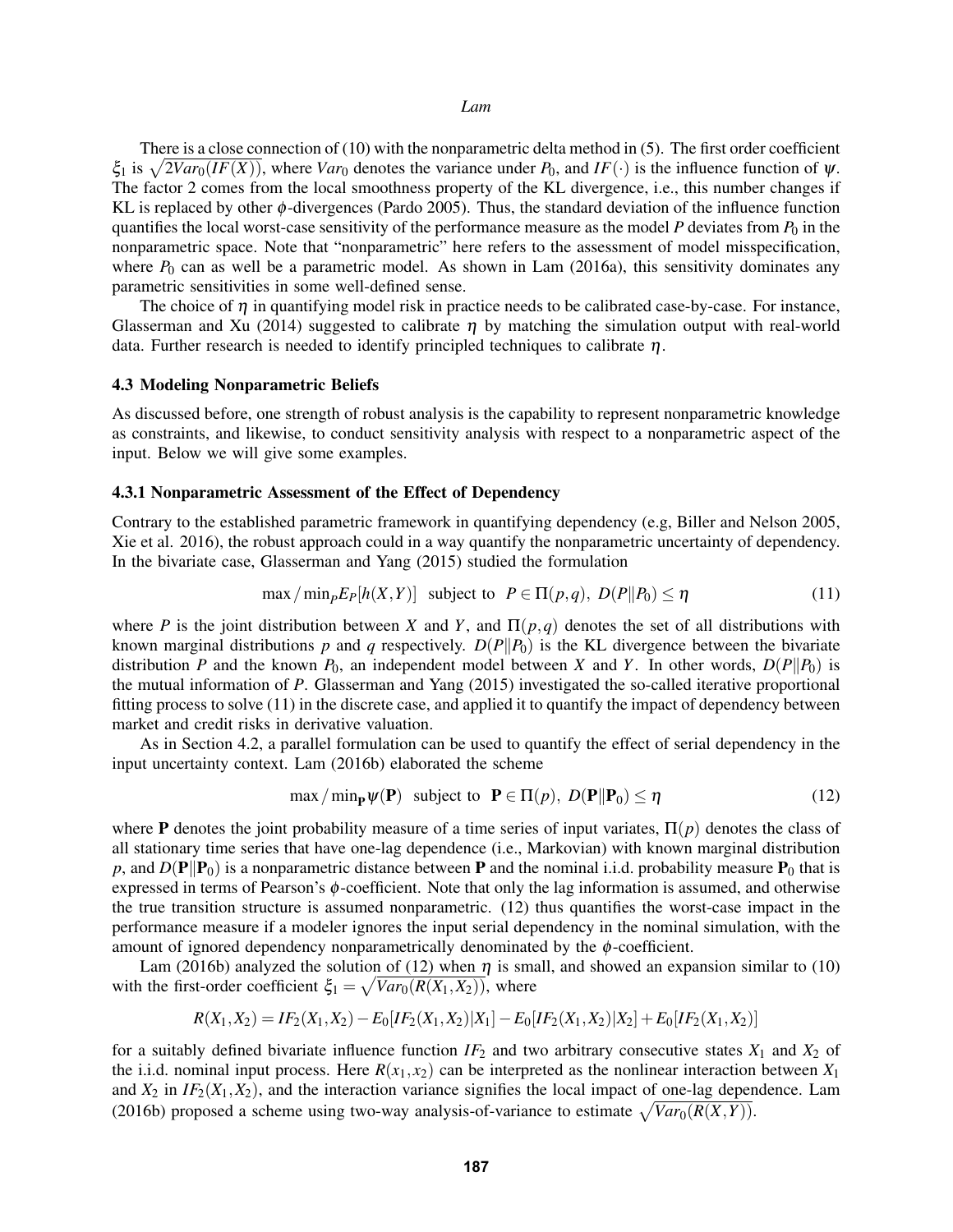There is a close connection of (10) with the nonparametric delta method in (5). The first order coefficient $\xi_1$ is $\sqrt{2Var_0(IF(X))}$, where $Var_0$ denotes the variance under $P_0$, and $IF(\cdot)$ is the influence function of $\psi$. The factor 2 comes from the local smoothness property of the KL divergence, i.e., this number changes if KL is replaced by other $\phi$-divergences (Pardo 2005). Thus, the standard deviation of the influence function quantifies the local worst-case sensitivity of the performance measure as the model $P$ deviates from $P_0$ in the nonparametric space. Note that "nonparametric" here refers to the assessment of model misspecification, where $P_0$ can as well be a parametric model. As shown in Lam (2016a), this sensitivity dominates any parametric sensitivities in some well-defined sense.

The choice of $\eta$ in quantifying model risk in practice needs to be calibrated case-by-case. For instance, Glasserman and Xu (2014) suggested to calibrate $\eta$ by matching the simulation output with real-world data. Further research is needed to identify principled techniques to calibrate $\eta$.

### 4.3 Modeling Nonparametric Beliefs

As discussed before, one strength of robust analysis is the capability to represent nonparametric knowledge as constraints, and likewise, to conduct sensitivity analysis with respect to a nonparametric aspect of the input. Below we will give some examples.

#### 4.3.1 Nonparametric Assessment of the Effect of Dependency

Contrary to the established parametric framework in quantifying dependency (e.g, Biller and Nelson 2005, Xie et al. 2016), the robust approach could in a way quantify the nonparametric uncertainty of dependency. In the bivariate case, Glasserman and Yang (2015) studied the formulation

$$\max/\min_P E_P[h(X,Y)] \ \text{ subject to } \ P \in \Pi(p,q),\ D(P\|P_0) \leq \eta \tag{11}$$

where $P$ is the joint distribution between $X$ and $Y$, and $\Pi(p,q)$ denotes the set of all distributions with known marginal distributions $p$ and $q$ respectively. $D(P\|P_0)$ is the KL divergence between the bivariate distribution $P$ and the known $P_0$, an independent model between $X$ and $Y$. In other words, $D(P\|P_0)$ is the mutual information of $P$. Glasserman and Yang (2015) investigated the so-called iterative proportional fitting process to solve (11) in the discrete case, and applied it to quantify the impact of dependency between market and credit risks in derivative valuation.

As in Section 4.2, a parallel formulation can be used to quantify the effect of serial dependency in the input uncertainty context. Lam (2016b) elaborated the scheme

$$\max/\min_{\mathbf{P}} \psi(\mathbf{P}) \ \text{ subject to } \ \mathbf{P} \in \Pi(p),\ D(\mathbf{P}\|\mathbf{P}_0) \leq \eta \tag{12}$$

where $\mathbf{P}$ denotes the joint probability measure of a time series of input variates, $\Pi(p)$ denotes the class of all stationary time series that have one-lag dependence (i.e., Markovian) with known marginal distribution $p$, and $D(\mathbf{P}\|\mathbf{P}_0)$ is a nonparametric distance between $\mathbf{P}$ and the nominal i.i.d. probability measure $\mathbf{P}_0$ that is expressed in terms of Pearson's $\phi$-coefficient. Note that only the lag information is assumed, and otherwise the true transition structure is assumed nonparametric. (12) thus quantifies the worst-case impact in the performance measure if a modeler ignores the input serial dependency in the nominal simulation, with the amount of ignored dependency nonparametrically denominated by the $\phi$-coefficient.

Lam (2016b) analyzed the solution of (12) when $\eta$ is small, and showed an expansion similar to (10) with the first-order coefficient $\xi_1 = \sqrt{Var_0(R(X_1,X_2))}$, where

$$R(X_1,X_2) = IF_2(X_1,X_2) - E_0[IF_2(X_1,X_2)|X_1] - E_0[IF_2(X_1,X_2)|X_2] + E_0[IF_2(X_1,X_2)]$$

for a suitably defined bivariate influence function $IF_2$ and two arbitrary consecutive states $X_1$ and $X_2$ of the i.i.d. nominal input process. Here $R(x_1,x_2)$ can be interpreted as the nonlinear interaction between $X_1$ and $X_2$ in $IF_2(X_1,X_2)$, and the interaction variance signifies the local impact of one-lag dependence. Lam (2016b) proposed a scheme using two-way analysis-of-variance to estimate $\sqrt{Var_0(R(X,Y))}$.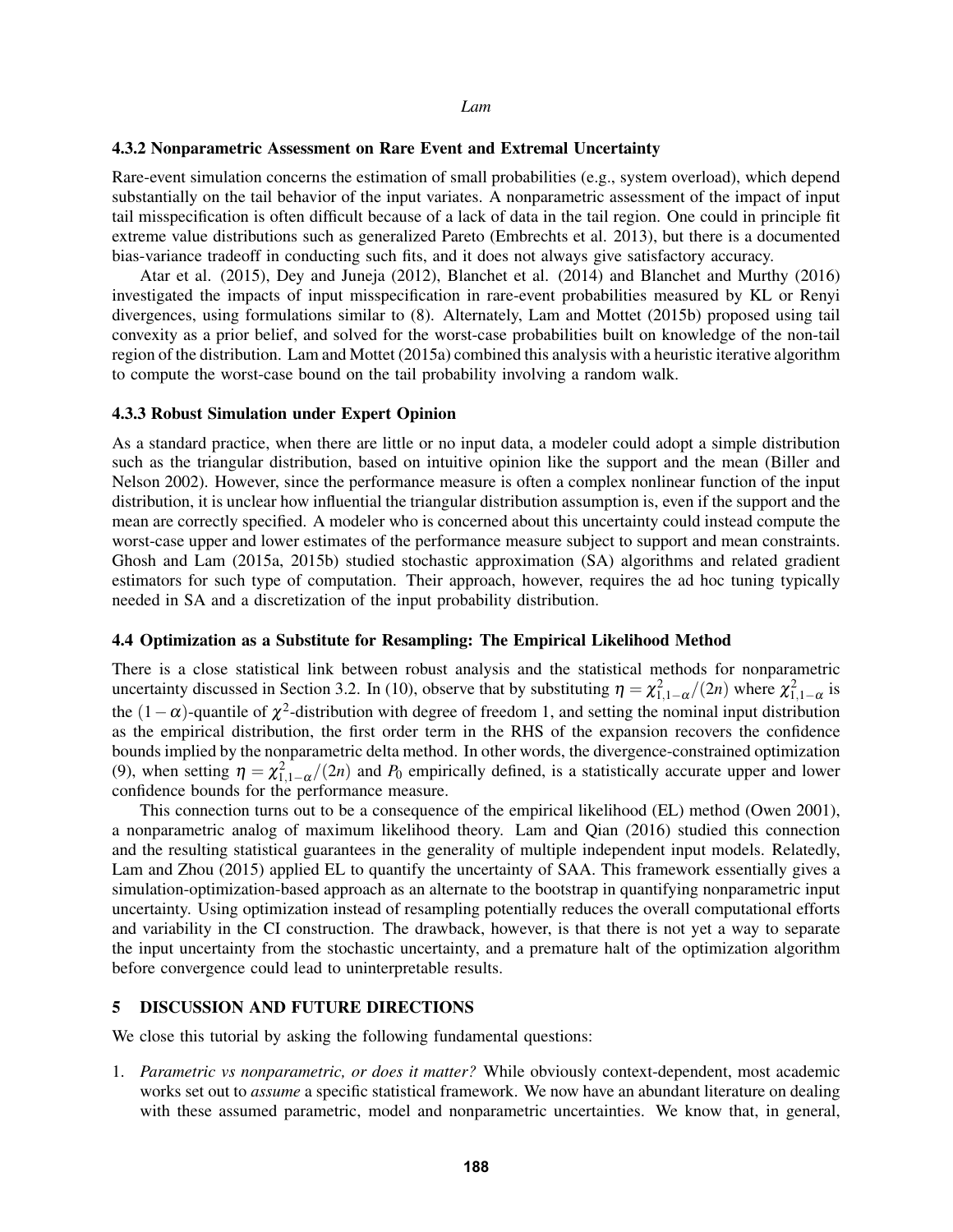### 4.3.2 Nonparametric Assessment on Rare Event and Extremal Uncertainty

Rare-event simulation concerns the estimation of small probabilities (e.g., system overload), which depend substantially on the tail behavior of the input variates. A nonparametric assessment of the impact of input tail misspecification is often difficult because of a lack of data in the tail region. One could in principle fit extreme value distributions such as generalized Pareto (Embrechts et al. 2013), but there is a documented bias-variance tradeoff in conducting such fits, and it does not always give satisfactory accuracy.

Atar et al. (2015), Dey and Juneja (2012), Blanchet et al. (2014) and Blanchet and Murthy (2016) investigated the impacts of input misspecification in rare-event probabilities measured by KL or Renyi divergences, using formulations similar to (8). Alternately, Lam and Mottet (2015b) proposed using tail convexity as a prior belief, and solved for the worst-case probabilities built on knowledge of the non-tail region of the distribution. Lam and Mottet (2015a) combined this analysis with a heuristic iterative algorithm to compute the worst-case bound on the tail probability involving a random walk.

### 4.3.3 Robust Simulation under Expert Opinion

As a standard practice, when there are little or no input data, a modeler could adopt a simple distribution such as the triangular distribution, based on intuitive opinion like the support and the mean (Biller and Nelson 2002). However, since the performance measure is often a complex nonlinear function of the input distribution, it is unclear how influential the triangular distribution assumption is, even if the support and the mean are correctly specified. A modeler who is concerned about this uncertainty could instead compute the worst-case upper and lower estimates of the performance measure subject to support and mean constraints. Ghosh and Lam (2015a, 2015b) studied stochastic approximation (SA) algorithms and related gradient estimators for such type of computation. Their approach, however, requires the ad hoc tuning typically needed in SA and a discretization of the input probability distribution.

### 4.4 Optimization as a Substitute for Resampling: The Empirical Likelihood Method

There is a close statistical link between robust analysis and the statistical methods for nonparametric uncertainty discussed in Section 3.2. In (10), observe that by substituting $\eta = \chi^2_{1,1-\alpha}/(2n)$ where $\chi^2_{1,1-\alpha}$ is the $(1-\alpha)$-quantile of $\chi^2$-distribution with degree of freedom 1, and setting the nominal input distribution as the empirical distribution, the first order term in the RHS of the expansion recovers the confidence bounds implied by the nonparametric delta method. In other words, the divergence-constrained optimization (9), when setting $\eta = \chi^2_{1,1-\alpha}/(2n)$ and $P_0$ empirically defined, is a statistically accurate upper and lower confidence bounds for the performance measure.

This connection turns out to be a consequence of the empirical likelihood (EL) method (Owen 2001), a nonparametric analog of maximum likelihood theory. Lam and Qian (2016) studied this connection and the resulting statistical guarantees in the generality of multiple independent input models. Relatedly, Lam and Zhou (2015) applied EL to quantify the uncertainty of SAA. This framework essentially gives a simulation-optimization-based approach as an alternate to the bootstrap in quantifying nonparametric input uncertainty. Using optimization instead of resampling potentially reduces the overall computational efforts and variability in the CI construction. The drawback, however, is that there is not yet a way to separate the input uncertainty from the stochastic uncertainty, and a premature halt of the optimization algorithm before convergence could lead to uninterpretable results.

## 5 DISCUSSION AND FUTURE DIRECTIONS

We close this tutorial by asking the following fundamental questions:

1. *Parametric vs nonparametric, or does it matter?* While obviously context-dependent, most academic works set out to *assume* a specific statistical framework. We now have an abundant literature on dealing with these assumed parametric, model and nonparametric uncertainties. We know that, in general,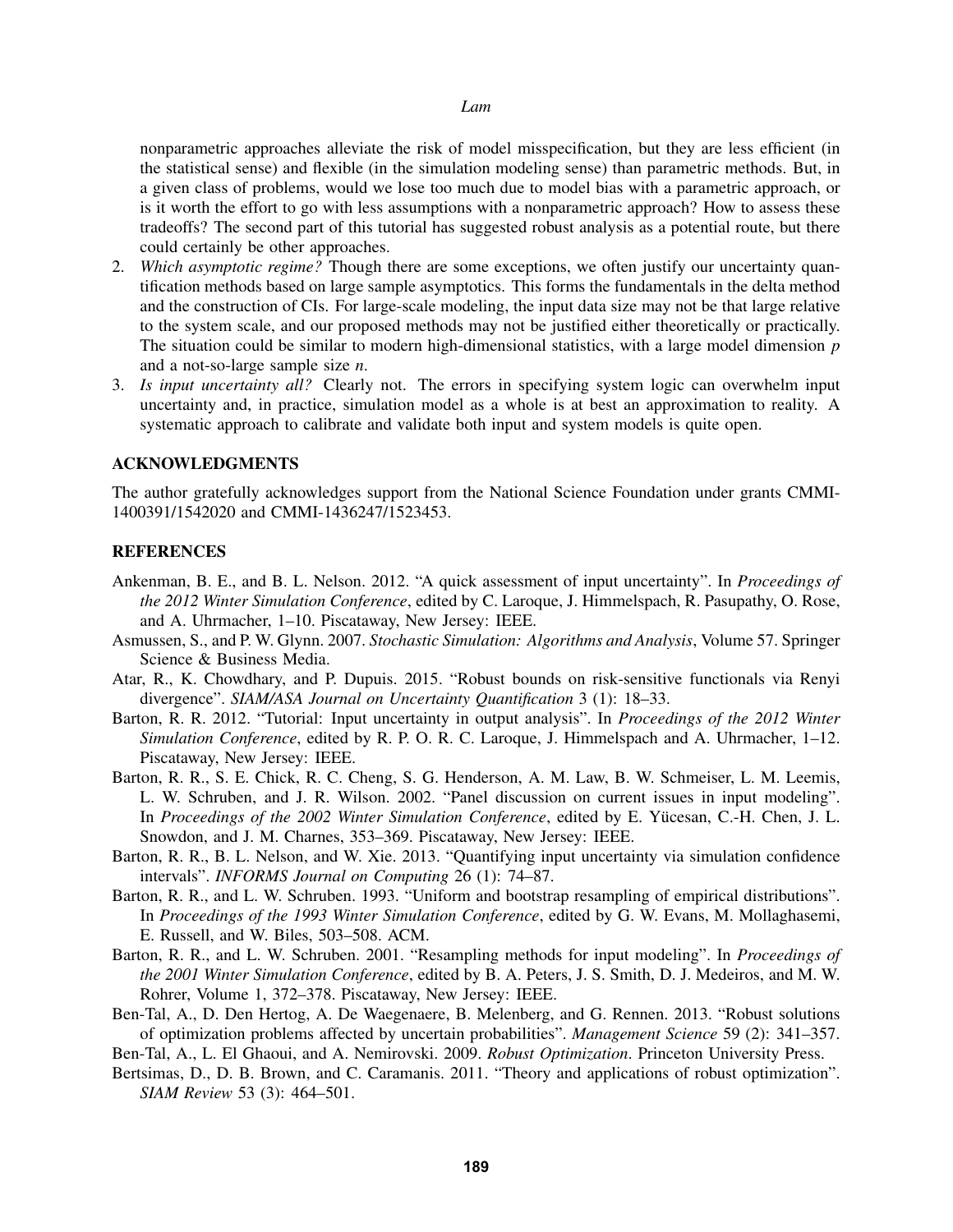nonparametric approaches alleviate the risk of model misspecification, but they are less efficient (in the statistical sense) and flexible (in the simulation modeling sense) than parametric methods. But, in a given class of problems, would we lose too much due to model bias with a parametric approach, or is it worth the effort to go with less assumptions with a nonparametric approach? How to assess these tradeoffs? The second part of this tutorial has suggested robust analysis as a potential route, but there could certainly be other approaches.

2. *Which asymptotic regime?* Though there are some exceptions, we often justify our uncertainty quantification methods based on large sample asymptotics. This forms the fundamentals in the delta method and the construction of CIs. For large-scale modeling, the input data size may not be that large relative to the system scale, and our proposed methods may not be justified either theoretically or practically. The situation could be similar to modern high-dimensional statistics, with a large model dimension $p$ and a not-so-large sample size $n$.
3. *Is input uncertainty all?* Clearly not. The errors in specifying system logic can overwhelm input uncertainty and, in practice, simulation model as a whole is at best an approximation to reality. A systematic approach to calibrate and validate both input and system models is quite open.

## ACKNOWLEDGMENTS

The author gratefully acknowledges support from the National Science Foundation under grants CMMI-1400391/1542020 and CMMI-1436247/1523453.

## REFERENCES

Ankenman, B. E., and B. L. Nelson. 2012. "A quick assessment of input uncertainty". In *Proceedings of the 2012 Winter Simulation Conference*, edited by C. Laroque, J. Himmelspach, R. Pasupathy, O. Rose, and A. Uhrmacher, 1–10. Piscataway, New Jersey: IEEE.

Asmussen, S., and P. W. Glynn. 2007. *Stochastic Simulation: Algorithms and Analysis*, Volume 57. Springer Science & Business Media.

Atar, R., K. Chowdhary, and P. Dupuis. 2015. "Robust bounds on risk-sensitive functionals via Renyi divergence". *SIAM/ASA Journal on Uncertainty Quantification* 3 (1): 18–33.

Barton, R. R. 2012. "Tutorial: Input uncertainty in output analysis". In *Proceedings of the 2012 Winter Simulation Conference*, edited by R. P. O. R. C. Laroque, J. Himmelspach and A. Uhrmacher, 1–12. Piscataway, New Jersey: IEEE.

Barton, R. R., S. E. Chick, R. C. Cheng, S. G. Henderson, A. M. Law, B. W. Schmeiser, L. M. Leemis, L. W. Schruben, and J. R. Wilson. 2002. "Panel discussion on current issues in input modeling". In *Proceedings of the 2002 Winter Simulation Conference*, edited by E. Yücesan, C.-H. Chen, J. L. Snowdon, and J. M. Charnes, 353–369. Piscataway, New Jersey: IEEE.

Barton, R. R., B. L. Nelson, and W. Xie. 2013. "Quantifying input uncertainty via simulation confidence intervals". *INFORMS Journal on Computing* 26 (1): 74–87.

Barton, R. R., and L. W. Schruben. 1993. "Uniform and bootstrap resampling of empirical distributions". In *Proceedings of the 1993 Winter Simulation Conference*, edited by G. W. Evans, M. Mollaghasemi, E. Russell, and W. Biles, 503–508. ACM.

Barton, R. R., and L. W. Schruben. 2001. "Resampling methods for input modeling". In *Proceedings of the 2001 Winter Simulation Conference*, edited by B. A. Peters, J. S. Smith, D. J. Medeiros, and M. W. Rohrer, Volume 1, 372–378. Piscataway, New Jersey: IEEE.

Ben-Tal, A., D. Den Hertog, A. De Waegenaere, B. Melenberg, and G. Rennen. 2013. "Robust solutions of optimization problems affected by uncertain probabilities". *Management Science* 59 (2): 341–357.

Ben-Tal, A., L. El Ghaoui, and A. Nemirovski. 2009. *Robust Optimization*. Princeton University Press.

Bertsimas, D., D. B. Brown, and C. Caramanis. 2011. "Theory and applications of robust optimization". *SIAM Review* 53 (3): 464–501.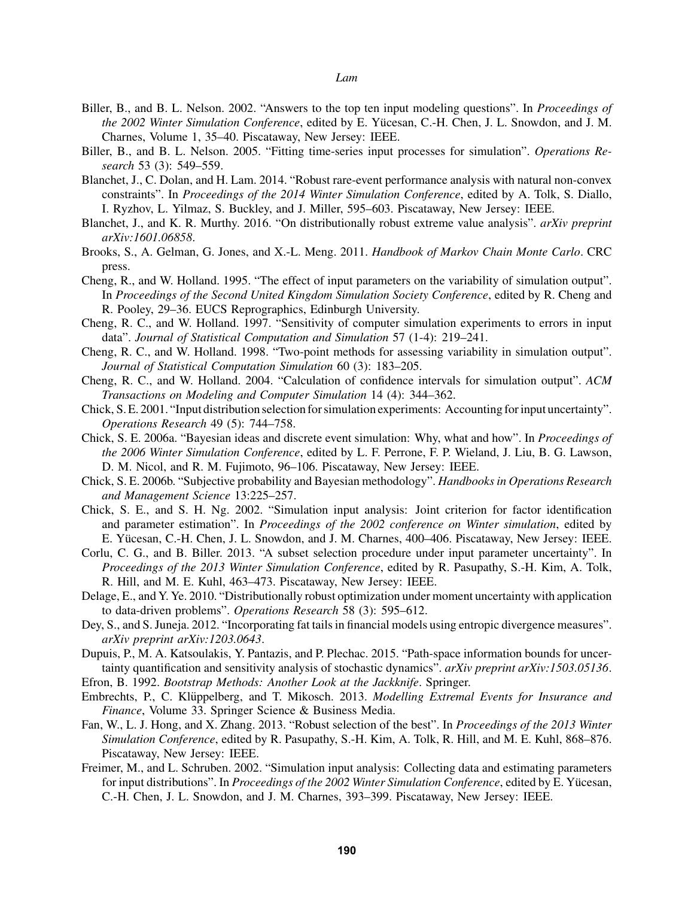Biller, B., and B. L. Nelson. 2002. "Answers to the top ten input modeling questions". In *Proceedings of the 2002 Winter Simulation Conference*, edited by E. Yücesan, C.-H. Chen, J. L. Snowdon, and J. M. Charnes, Volume 1, 35–40. Piscataway, New Jersey: IEEE.

Biller, B., and B. L. Nelson. 2005. "Fitting time-series input processes for simulation". *Operations Research* 53 (3): 549–559.

Blanchet, J., C. Dolan, and H. Lam. 2014. "Robust rare-event performance analysis with natural non-convex constraints". In *Proceedings of the 2014 Winter Simulation Conference*, edited by A. Tolk, S. Diallo, I. Ryzhov, L. Yilmaz, S. Buckley, and J. Miller, 595–603. Piscataway, New Jersey: IEEE.

Blanchet, J., and K. R. Murthy. 2016. "On distributionally robust extreme value analysis". *arXiv preprint arXiv:1601.06858*.

Brooks, S., A. Gelman, G. Jones, and X.-L. Meng. 2011. *Handbook of Markov Chain Monte Carlo*. CRC press.

Cheng, R., and W. Holland. 1995. "The effect of input parameters on the variability of simulation output". In *Proceedings of the Second United Kingdom Simulation Society Conference*, edited by R. Cheng and R. Pooley, 29–36. EUCS Reprographics, Edinburgh University.

Cheng, R. C., and W. Holland. 1997. "Sensitivity of computer simulation experiments to errors in input data". *Journal of Statistical Computation and Simulation* 57 (1-4): 219–241.

Cheng, R. C., and W. Holland. 1998. "Two-point methods for assessing variability in simulation output". *Journal of Statistical Computation Simulation* 60 (3): 183–205.

Cheng, R. C., and W. Holland. 2004. "Calculation of confidence intervals for simulation output". *ACM Transactions on Modeling and Computer Simulation* 14 (4): 344–362.

Chick, S. E. 2001. "Input distribution selection for simulation experiments: Accounting for input uncertainty". *Operations Research* 49 (5): 744–758.

Chick, S. E. 2006a. "Bayesian ideas and discrete event simulation: Why, what and how". In *Proceedings of the 2006 Winter Simulation Conference*, edited by L. F. Perrone, F. P. Wieland, J. Liu, B. G. Lawson, D. M. Nicol, and R. M. Fujimoto, 96–106. Piscataway, New Jersey: IEEE.

Chick, S. E. 2006b. "Subjective probability and Bayesian methodology". *Handbooks in Operations Research and Management Science* 13:225–257.

Chick, S. E., and S. H. Ng. 2002. "Simulation input analysis: Joint criterion for factor identification and parameter estimation". In *Proceedings of the 2002 conference on Winter simulation*, edited by E. Yücesan, C.-H. Chen, J. L. Snowdon, and J. M. Charnes, 400–406. Piscataway, New Jersey: IEEE.

Corlu, C. G., and B. Biller. 2013. "A subset selection procedure under input parameter uncertainty". In *Proceedings of the 2013 Winter Simulation Conference*, edited by R. Pasupathy, S.-H. Kim, A. Tolk, R. Hill, and M. E. Kuhl, 463–473. Piscataway, New Jersey: IEEE.

Delage, E., and Y. Ye. 2010. "Distributionally robust optimization under moment uncertainty with application to data-driven problems". *Operations Research* 58 (3): 595–612.

Dey, S., and S. Juneja. 2012. "Incorporating fat tails in financial models using entropic divergence measures". *arXiv preprint arXiv:1203.0643*.

Dupuis, P., M. A. Katsoulakis, Y. Pantazis, and P. Plechac. 2015. "Path-space information bounds for uncertainty quantification and sensitivity analysis of stochastic dynamics". *arXiv preprint arXiv:1503.05136*.

Efron, B. 1992. *Bootstrap Methods: Another Look at the Jackknife*. Springer.

Embrechts, P., C. Klüppelberg, and T. Mikosch. 2013. *Modelling Extremal Events for Insurance and Finance*, Volume 33. Springer Science & Business Media.

Fan, W., L. J. Hong, and X. Zhang. 2013. "Robust selection of the best". In *Proceedings of the 2013 Winter Simulation Conference*, edited by R. Pasupathy, S.-H. Kim, A. Tolk, R. Hill, and M. E. Kuhl, 868–876. Piscataway, New Jersey: IEEE.

Freimer, M., and L. Schruben. 2002. "Simulation input analysis: Collecting data and estimating parameters for input distributions". In *Proceedings of the 2002 Winter Simulation Conference*, edited by E. Yücesan, C.-H. Chen, J. L. Snowdon, and J. M. Charnes, 393–399. Piscataway, New Jersey: IEEE.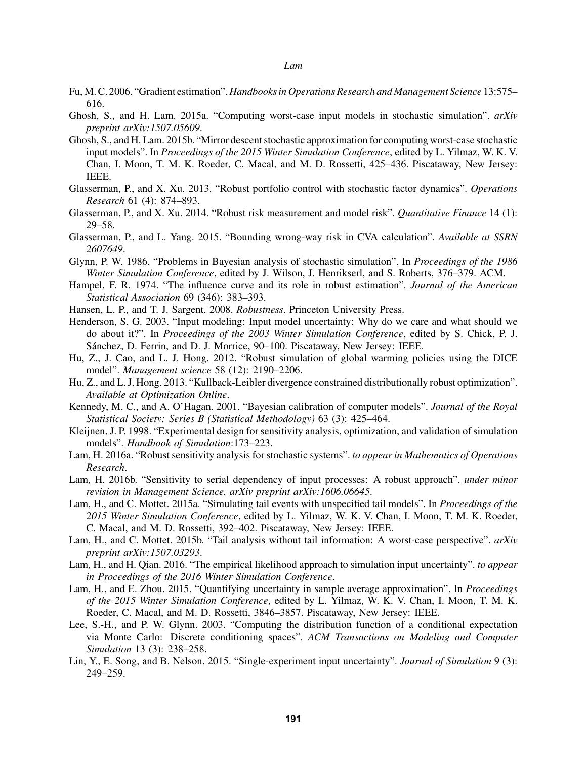Fu, M. C. 2006. "Gradient estimation". *Handbooks in Operations Research and Management Science* 13:575–616.

Ghosh, S., and H. Lam. 2015a. "Computing worst-case input models in stochastic simulation". *arXiv preprint arXiv:1507.05609*.

Ghosh, S., and H. Lam. 2015b. "Mirror descent stochastic approximation for computing worst-case stochastic input models". In *Proceedings of the 2015 Winter Simulation Conference*, edited by L. Yilmaz, W. K. V. Chan, I. Moon, T. M. K. Roeder, C. Macal, and M. D. Rossetti, 425–436. Piscataway, New Jersey: IEEE.

Glasserman, P., and X. Xu. 2013. "Robust portfolio control with stochastic factor dynamics". *Operations Research* 61 (4): 874–893.

Glasserman, P., and X. Xu. 2014. "Robust risk measurement and model risk". *Quantitative Finance* 14 (1): 29–58.

Glasserman, P., and L. Yang. 2015. "Bounding wrong-way risk in CVA calculation". *Available at SSRN 2607649*.

Glynn, P. W. 1986. "Problems in Bayesian analysis of stochastic simulation". In *Proceedings of the 1986 Winter Simulation Conference*, edited by J. Wilson, J. Henrikserl, and S. Roberts, 376–379. ACM.

Hampel, F. R. 1974. "The influence curve and its role in robust estimation". *Journal of the American Statistical Association* 69 (346): 383–393.

Hansen, L. P., and T. J. Sargent. 2008. *Robustness*. Princeton University Press.

Henderson, S. G. 2003. "Input modeling: Input model uncertainty: Why do we care and what should we do about it?". In *Proceedings of the 2003 Winter Simulation Conference*, edited by S. Chick, P. J. Sánchez, D. Ferrin, and D. J. Morrice, 90–100. Piscataway, New Jersey: IEEE.

Hu, Z., J. Cao, and L. J. Hong. 2012. "Robust simulation of global warming policies using the DICE model". *Management science* 58 (12): 2190–2206.

Hu, Z., and L. J. Hong. 2013. "Kullback-Leibler divergence constrained distributionally robust optimization". *Available at Optimization Online*.

Kennedy, M. C., and A. O'Hagan. 2001. "Bayesian calibration of computer models". *Journal of the Royal Statistical Society: Series B (Statistical Methodology)* 63 (3): 425–464.

Kleijnen, J. P. 1998. "Experimental design for sensitivity analysis, optimization, and validation of simulation models". *Handbook of Simulation*:173–223.

Lam, H. 2016a. "Robust sensitivity analysis for stochastic systems". *to appear in Mathematics of Operations Research*.

Lam, H. 2016b. "Sensitivity to serial dependency of input processes: A robust approach". *under minor revision in Management Science. arXiv preprint arXiv:1606.06645*.

Lam, H., and C. Mottet. 2015a. "Simulating tail events with unspecified tail models". In *Proceedings of the 2015 Winter Simulation Conference*, edited by L. Yilmaz, W. K. V. Chan, I. Moon, T. M. K. Roeder, C. Macal, and M. D. Rossetti, 392–402. Piscataway, New Jersey: IEEE.

Lam, H., and C. Mottet. 2015b. "Tail analysis without tail information: A worst-case perspective". *arXiv preprint arXiv:1507.03293*.

Lam, H., and H. Qian. 2016. "The empirical likelihood approach to simulation input uncertainty". *to appear in Proceedings of the 2016 Winter Simulation Conference*.

Lam, H., and E. Zhou. 2015. "Quantifying uncertainty in sample average approximation". In *Proceedings of the 2015 Winter Simulation Conference*, edited by L. Yilmaz, W. K. V. Chan, I. Moon, T. M. K. Roeder, C. Macal, and M. D. Rossetti, 3846–3857. Piscataway, New Jersey: IEEE.

Lee, S.-H., and P. W. Glynn. 2003. "Computing the distribution function of a conditional expectation via Monte Carlo: Discrete conditioning spaces". *ACM Transactions on Modeling and Computer Simulation* 13 (3): 238–258.

Lin, Y., E. Song, and B. Nelson. 2015. "Single-experiment input uncertainty". *Journal of Simulation* 9 (3): 249–259.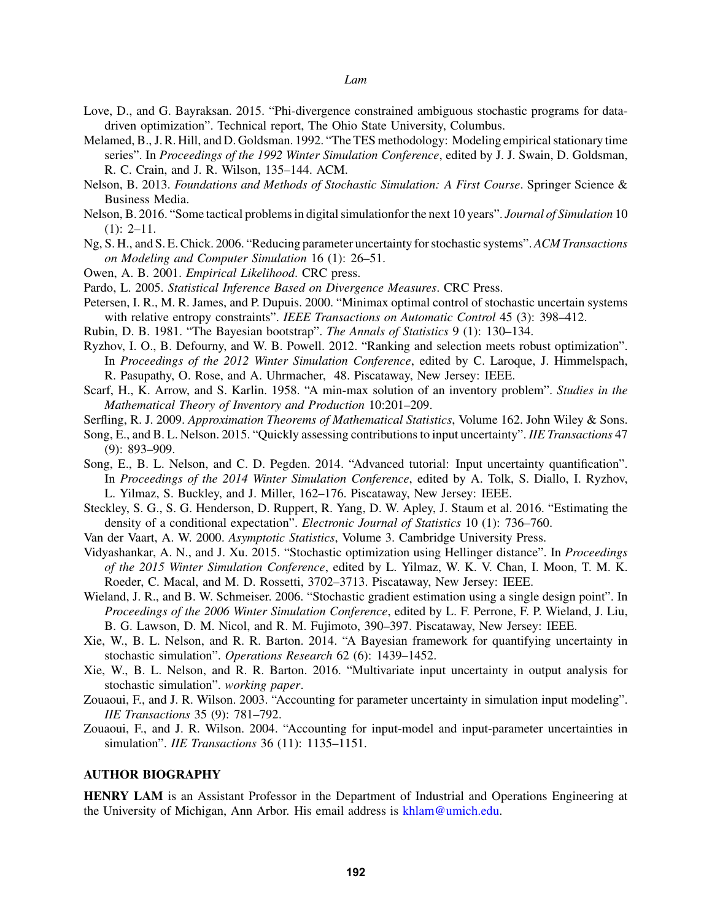Love, D., and G. Bayraksan. 2015. "Phi-divergence constrained ambiguous stochastic programs for data-driven optimization". Technical report, The Ohio State University, Columbus.

Melamed, B., J. R. Hill, and D. Goldsman. 1992. "The TES methodology: Modeling empirical stationary time series". In *Proceedings of the 1992 Winter Simulation Conference*, edited by J. J. Swain, D. Goldsman, R. C. Crain, and J. R. Wilson, 135–144. ACM.

Nelson, B. 2013. *Foundations and Methods of Stochastic Simulation: A First Course*. Springer Science & Business Media.

Nelson, B. 2016. "Some tactical problems in digital simulationfor the next 10 years". *Journal of Simulation* 10 (1): 2–11.

Ng, S. H., and S. E. Chick. 2006. "Reducing parameter uncertainty for stochastic systems". *ACM Transactions on Modeling and Computer Simulation* 16 (1): 26–51.

Owen, A. B. 2001. *Empirical Likelihood*. CRC press.

Pardo, L. 2005. *Statistical Inference Based on Divergence Measures*. CRC Press.

Petersen, I. R., M. R. James, and P. Dupuis. 2000. "Minimax optimal control of stochastic uncertain systems with relative entropy constraints". *IEEE Transactions on Automatic Control* 45 (3): 398–412.

Rubin, D. B. 1981. "The Bayesian bootstrap". *The Annals of Statistics* 9 (1): 130–134.

Ryzhov, I. O., B. Defourny, and W. B. Powell. 2012. "Ranking and selection meets robust optimization". In *Proceedings of the 2012 Winter Simulation Conference*, edited by C. Laroque, J. Himmelspach, R. Pasupathy, O. Rose, and A. Uhrmacher, 48. Piscataway, New Jersey: IEEE.

Scarf, H., K. Arrow, and S. Karlin. 1958. "A min-max solution of an inventory problem". *Studies in the Mathematical Theory of Inventory and Production* 10:201–209.

Serfling, R. J. 2009. *Approximation Theorems of Mathematical Statistics*, Volume 162. John Wiley & Sons.

Song, E., and B. L. Nelson. 2015. "Quickly assessing contributions to input uncertainty". *IIE Transactions* 47 (9): 893–909.

Song, E., B. L. Nelson, and C. D. Pegden. 2014. "Advanced tutorial: Input uncertainty quantification". In *Proceedings of the 2014 Winter Simulation Conference*, edited by A. Tolk, S. Diallo, I. Ryzhov, L. Yilmaz, S. Buckley, and J. Miller, 162–176. Piscataway, New Jersey: IEEE.

Steckley, S. G., S. G. Henderson, D. Ruppert, R. Yang, D. W. Apley, J. Staum et al. 2016. "Estimating the density of a conditional expectation". *Electronic Journal of Statistics* 10 (1): 736–760.

Van der Vaart, A. W. 2000. *Asymptotic Statistics*, Volume 3. Cambridge University Press.

Vidyashankar, A. N., and J. Xu. 2015. "Stochastic optimization using Hellinger distance". In *Proceedings of the 2015 Winter Simulation Conference*, edited by L. Yilmaz, W. K. V. Chan, I. Moon, T. M. K. Roeder, C. Macal, and M. D. Rossetti, 3702–3713. Piscataway, New Jersey: IEEE.

Wieland, J. R., and B. W. Schmeiser. 2006. "Stochastic gradient estimation using a single design point". In *Proceedings of the 2006 Winter Simulation Conference*, edited by L. F. Perrone, F. P. Wieland, J. Liu, B. G. Lawson, D. M. Nicol, and R. M. Fujimoto, 390–397. Piscataway, New Jersey: IEEE.

Xie, W., B. L. Nelson, and R. R. Barton. 2014. "A Bayesian framework for quantifying uncertainty in stochastic simulation". *Operations Research* 62 (6): 1439–1452.

Xie, W., B. L. Nelson, and R. R. Barton. 2016. "Multivariate input uncertainty in output analysis for stochastic simulation". *working paper*.

Zouaoui, F., and J. R. Wilson. 2003. "Accounting for parameter uncertainty in simulation input modeling". *IIE Transactions* 35 (9): 781–792.

Zouaoui, F., and J. R. Wilson. 2004. "Accounting for input-model and input-parameter uncertainties in simulation". *IIE Transactions* 36 (11): 1135–1151.

## AUTHOR BIOGRAPHY

**HENRY LAM** is an Assistant Professor in the Department of Industrial and Operations Engineering at the University of Michigan, Ann Arbor. His email address is khlam@umich.edu.